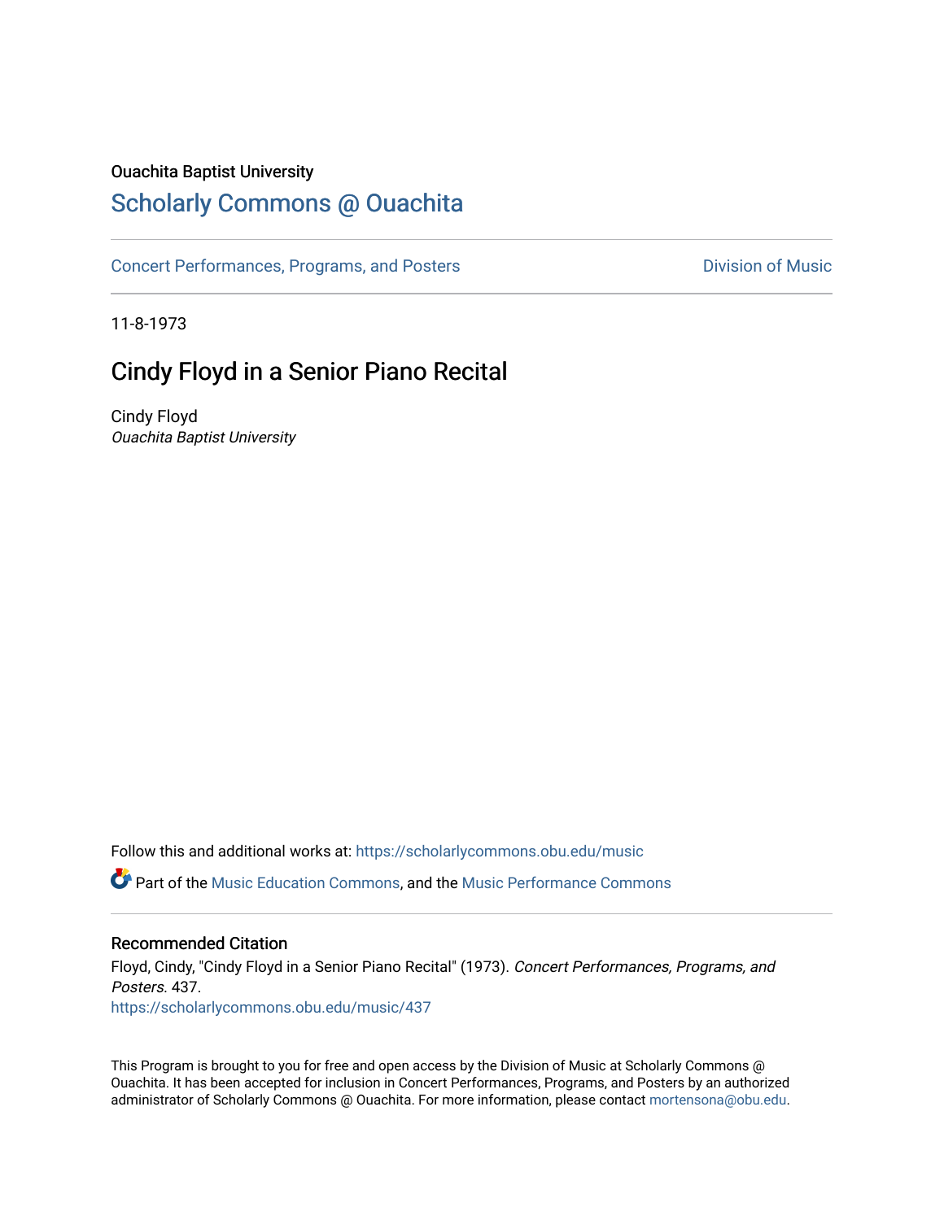Ouachita Baptist University

## Scholarly Commons @ Ouachita

Concert Performances, Programs, and Posters

Division of Music

11-8-1973

# Cindy Floyd in a Senior Piano Recital

Cindy Floyd
*Ouachita Baptist University*

Follow this and additional works at: https://scholarlycommons.obu.edu/music

Part of the Music Education Commons, and the Music Performance Commons

### Recommended Citation

Floyd, Cindy, "Cindy Floyd in a Senior Piano Recital" (1973). *Concert Performances, Programs, and Posters*. 437.
https://scholarlycommons.obu.edu/music/437

This Program is brought to you for free and open access by the Division of Music at Scholarly Commons @ Ouachita. It has been accepted for inclusion in Concert Performances, Programs, and Posters by an authorized administrator of Scholarly Commons @ Ouachita. For more information, please contact mortensona@obu.edu.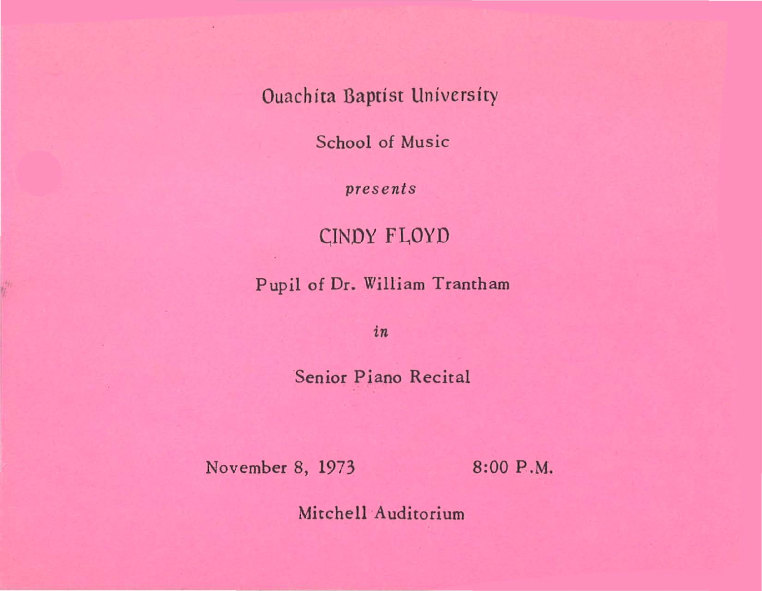Ouachita Baptist University

School of Music

*presents*

# CINDY FLOYD

Pupil of Dr. William Trantham

*in*

Senior Piano Recital

November 8, 1973 8:00 P.M.

Mitchell Auditorium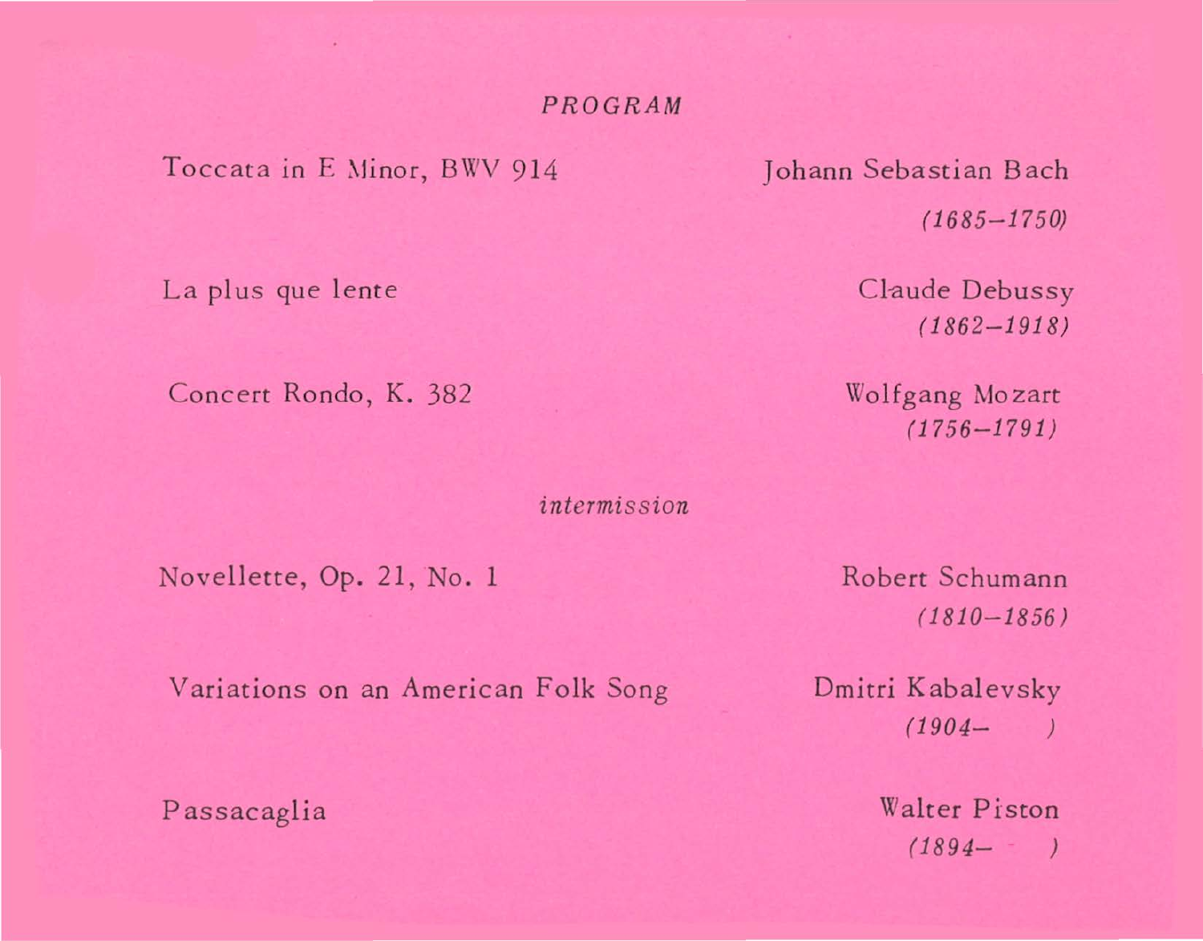### *PROGRAM*

| | |
|---|---|
| Toccata in E Minor, BWV 914 | Johann Sebastian Bach<br>*(1685–1750)* |
| La plus que lente | Claude Debussy<br>*(1862–1918)* |
| Concert Rondo, K. 382 | Wolfgang Mozart<br>*(1756–1791)* |

*intermission*

| | |
|---|---|
| Novellette, Op. 21, No. 1 | Robert Schumann<br>*(1810–1856)* |
| Variations on an American Folk Song | Dmitri Kabalevsky<br>*(1904– )* |
| Passacaglia | Walter Piston<br>*(1894– )* |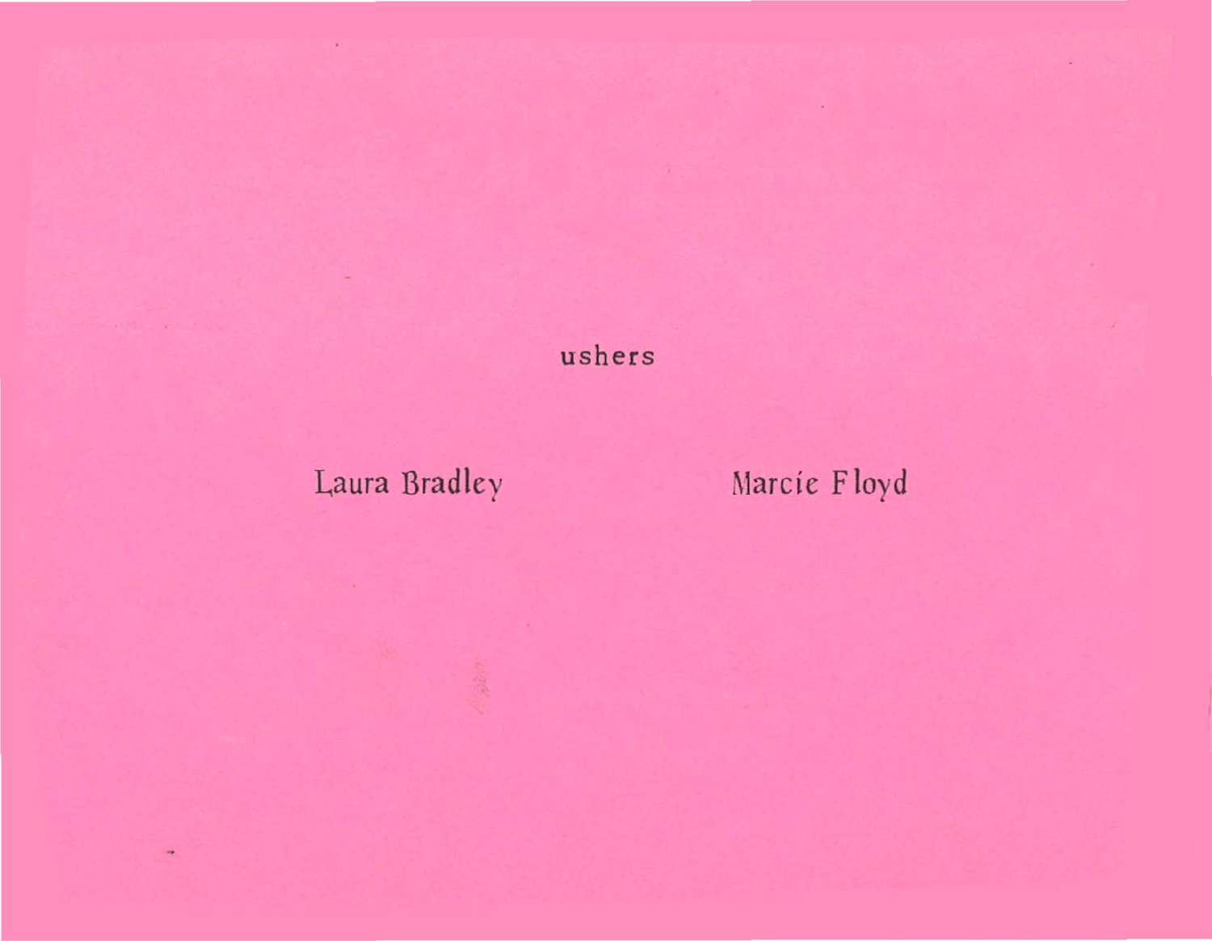ushers

Laura Bradley

Marcie Floyd